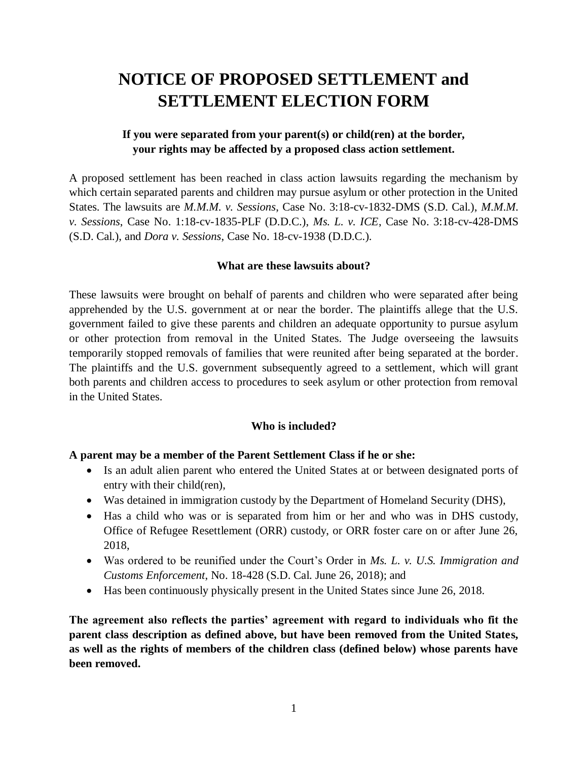# NOTICE OF PROPOSED SETTLEMENT and SETTLEMENT ELECTION FORM

**If you were separated from your parent(s) or child(ren) at the border, your rights may be affected by a proposed class action settlement.**

A proposed settlement has been reached in class action lawsuits regarding the mechanism by which certain separated parents and children may pursue asylum or other protection in the United States. The lawsuits are *M.M.M. v. Sessions*, Case No. 3:18-cv-1832-DMS (S.D. Cal.), *M.M.M. v. Sessions*, Case No. 1:18-cv-1835-PLF (D.D.C.), *Ms. L. v. ICE*, Case No. 3:18-cv-428-DMS (S.D. Cal.), and *Dora v. Sessions*, Case No. 18-cv-1938 (D.D.C.).

### What are these lawsuits about?

These lawsuits were brought on behalf of parents and children who were separated after being apprehended by the U.S. government at or near the border. The plaintiffs allege that the U.S. government failed to give these parents and children an adequate opportunity to pursue asylum or other protection from removal in the United States. The Judge overseeing the lawsuits temporarily stopped removals of families that were reunited after being separated at the border. The plaintiffs and the U.S. government subsequently agreed to a settlement, which will grant both parents and children access to procedures to seek asylum or other protection from removal in the United States.

### Who is included?

**A parent may be a member of the Parent Settlement Class if he or she:**

- Is an adult alien parent who entered the United States at or between designated ports of entry with their child(ren),
- Was detained in immigration custody by the Department of Homeland Security (DHS),
- Has a child who was or is separated from him or her and who was in DHS custody, Office of Refugee Resettlement (ORR) custody, or ORR foster care on or after June 26, 2018,
- Was ordered to be reunified under the Court's Order in *Ms. L. v. U.S. Immigration and Customs Enforcement*, No. 18-428 (S.D. Cal. June 26, 2018); and
- Has been continuously physically present in the United States since June 26, 2018.

**The agreement also reflects the parties' agreement with regard to individuals who fit the parent class description as defined above, but have been removed from the United States, as well as the rights of members of the children class (defined below) whose parents have been removed.**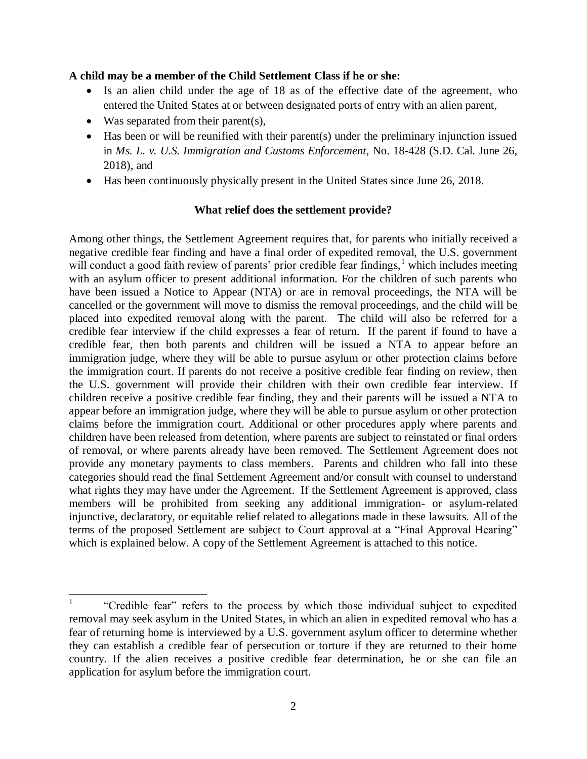**A child may be a member of the Child Settlement Class if he or she:**

- Is an alien child under the age of 18 as of the effective date of the agreement, who entered the United States at or between designated ports of entry with an alien parent,
- Was separated from their parent(s),
- Has been or will be reunified with their parent(s) under the preliminary injunction issued in *Ms. L. v. U.S. Immigration and Customs Enforcement*, No. 18-428 (S.D. Cal. June 26, 2018), and
- Has been continuously physically present in the United States since June 26, 2018.

**What relief does the settlement provide?**

Among other things, the Settlement Agreement requires that, for parents who initially received a negative credible fear finding and have a final order of expedited removal, the U.S. government will conduct a good faith review of parents' prior credible fear findings,[1] which includes meeting with an asylum officer to present additional information. For the children of such parents who have been issued a Notice to Appear (NTA) or are in removal proceedings, the NTA will be cancelled or the government will move to dismiss the removal proceedings, and the child will be placed into expedited removal along with the parent. The child will also be referred for a credible fear interview if the child expresses a fear of return. If the parent if found to have a credible fear, then both parents and children will be issued a NTA to appear before an immigration judge, where they will be able to pursue asylum or other protection claims before the immigration court. If parents do not receive a positive credible fear finding on review, then the U.S. government will provide their children with their own credible fear interview. If children receive a positive credible fear finding, they and their parents will be issued a NTA to appear before an immigration judge, where they will be able to pursue asylum or other protection claims before the immigration court. Additional or other procedures apply where parents and children have been released from detention, where parents are subject to reinstated or final orders of removal, or where parents already have been removed. The Settlement Agreement does not provide any monetary payments to class members. Parents and children who fall into these categories should read the final Settlement Agreement and/or consult with counsel to understand what rights they may have under the Agreement. If the Settlement Agreement is approved, class members will be prohibited from seeking any additional immigration- or asylum-related injunctive, declaratory, or equitable relief related to allegations made in these lawsuits. All of the terms of the proposed Settlement are subject to Court approval at a "Final Approval Hearing" which is explained below. A copy of the Settlement Agreement is attached to this notice.

---

[1] "Credible fear" refers to the process by which those individual subject to expedited removal may seek asylum in the United States, in which an alien in expedited removal who has a fear of returning home is interviewed by a U.S. government asylum officer to determine whether they can establish a credible fear of persecution or torture if they are returned to their home country. If the alien receives a positive credible fear determination, he or she can file an application for asylum before the immigration court.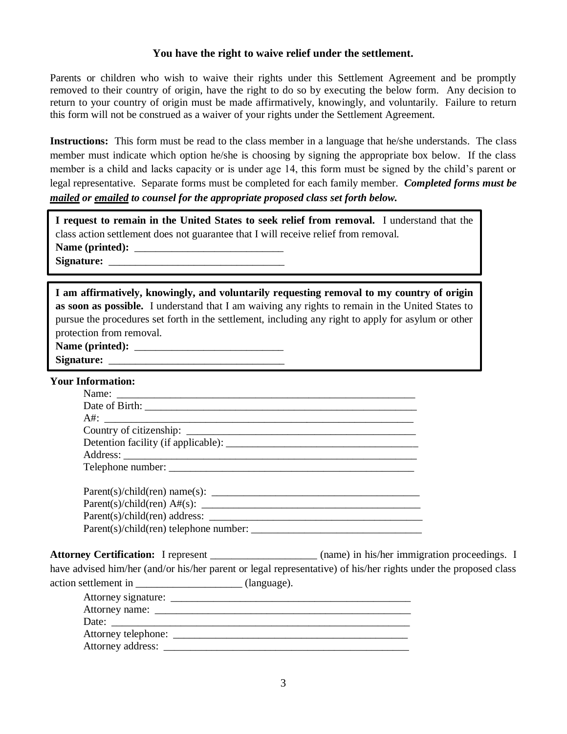**You have the right to waive relief under the settlement.**

Parents or children who wish to waive their rights under this Settlement Agreement and be promptly removed to their country of origin, have the right to do so by executing the below form. Any decision to return to your country of origin must be made affirmatively, knowingly, and voluntarily. Failure to return this form will not be construed as a waiver of your rights under the Settlement Agreement.

**Instructions:** This form must be read to the class member in a language that he/she understands. The class member must indicate which option he/she is choosing by signing the appropriate box below. If the class member is a child and lacks capacity or is under age 14, this form must be signed by the child's parent or legal representative. Separate forms must be completed for each family member. ***Completed forms must be <u>mailed</u> or <u>emailed</u> to counsel for the appropriate proposed class set forth below.***

---

**I request to remain in the United States to seek relief from removal.** I understand that the class action settlement does not guarantee that I will receive relief from removal.

**Name (printed):** ____________________________

**Signature:** _________________________________

---

**I am affirmatively, knowingly, and voluntarily requesting removal to my country of origin as soon as possible.** I understand that I am waiving any rights to remain in the United States to pursue the procedures set forth in the settlement, including any right to apply for asylum or other protection from removal.

**Name (printed):** ____________________________

**Signature:** _________________________________

---

**Your Information:**

Name: ___________________________________________________________

Date of Birth: _______________________________________________________

A#: _____________________________________________________________

Country of citizenship: ______________________________________________

Detention facility (if applicable): ______________________________________

Address: _________________________________________________________

Telephone number: _________________________________________________

Parent(s)/child(ren) name(s): __________________________________________

Parent(s)/child(ren) A#(s): ____________________________________________

Parent(s)/child(ren) address: __________________________________________

Parent(s)/child(ren) telephone number: __________________________________

**Attorney Certification:** I represent ____________________ (name) in his/her immigration proceedings. I have advised him/her (and/or his/her parent or legal representative) of his/her rights under the proposed class action settlement in ____________________ (language).

Attorney signature: _______________________________________________

Attorney name: ___________________________________________________

Date: ___________________________________________________________

Attorney telephone: _______________________________________________

Attorney address: _________________________________________________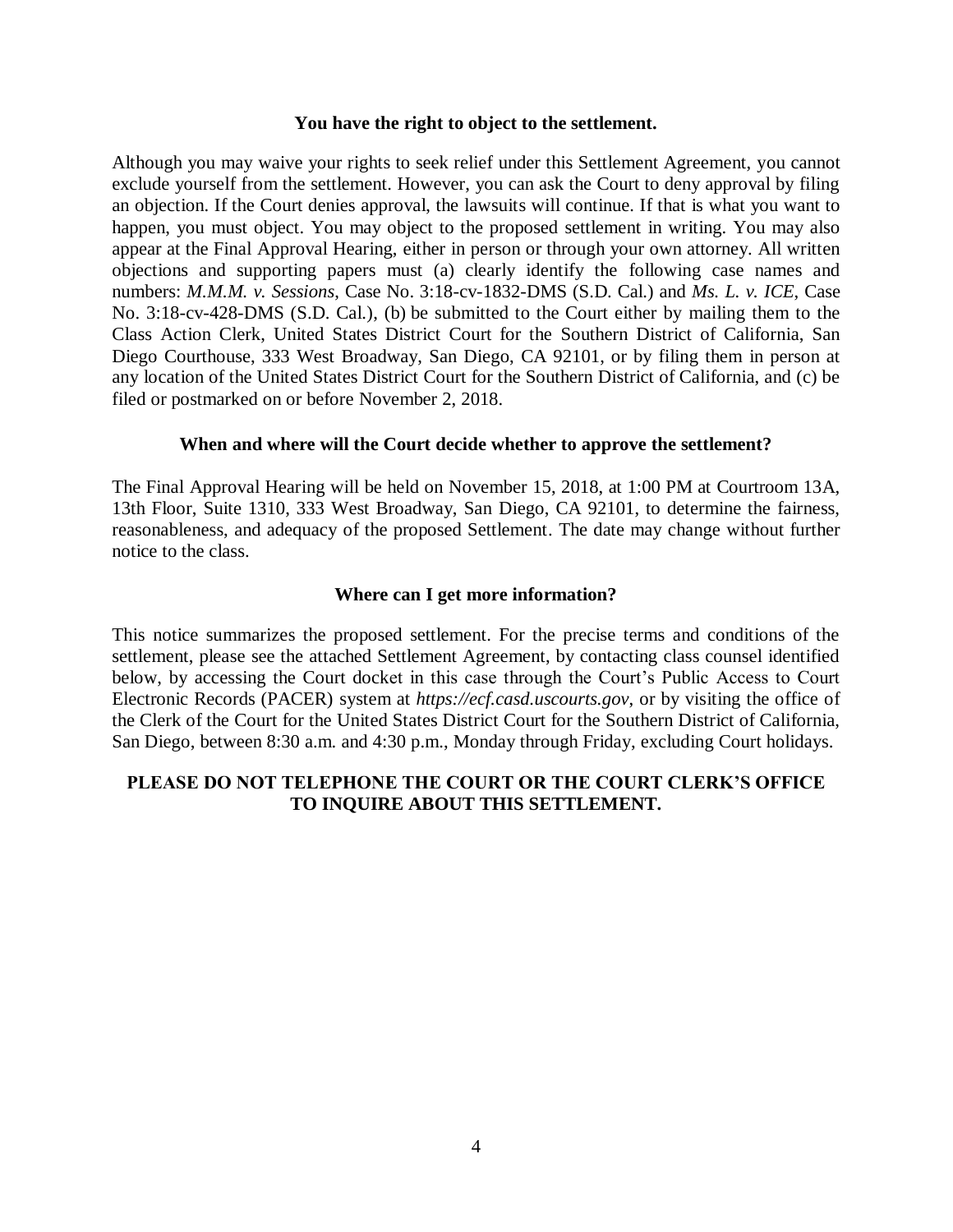### You have the right to object to the settlement.

Although you may waive your rights to seek relief under this Settlement Agreement, you cannot exclude yourself from the settlement. However, you can ask the Court to deny approval by filing an objection. If the Court denies approval, the lawsuits will continue. If that is what you want to happen, you must object. You may object to the proposed settlement in writing. You may also appear at the Final Approval Hearing, either in person or through your own attorney. All written objections and supporting papers must (a) clearly identify the following case names and numbers: *M.M.M. v. Sessions*, Case No. 3:18-cv-1832-DMS (S.D. Cal.) and *Ms. L. v. ICE*, Case No. 3:18-cv-428-DMS (S.D. Cal.), (b) be submitted to the Court either by mailing them to the Class Action Clerk, United States District Court for the Southern District of California, San Diego Courthouse, 333 West Broadway, San Diego, CA 92101, or by filing them in person at any location of the United States District Court for the Southern District of California, and (c) be filed or postmarked on or before November 2, 2018.

### When and where will the Court decide whether to approve the settlement?

The Final Approval Hearing will be held on November 15, 2018, at 1:00 PM at Courtroom 13A, 13th Floor, Suite 1310, 333 West Broadway, San Diego, CA 92101, to determine the fairness, reasonableness, and adequacy of the proposed Settlement. The date may change without further notice to the class.

### Where can I get more information?

This notice summarizes the proposed settlement. For the precise terms and conditions of the settlement, please see the attached Settlement Agreement, by contacting class counsel identified below, by accessing the Court docket in this case through the Court's Public Access to Court Electronic Records (PACER) system at *https://ecf.casd.uscourts.gov*, or by visiting the office of the Clerk of the Court for the United States District Court for the Southern District of California, San Diego, between 8:30 a.m. and 4:30 p.m., Monday through Friday, excluding Court holidays.

**PLEASE DO NOT TELEPHONE THE COURT OR THE COURT CLERK'S OFFICE TO INQUIRE ABOUT THIS SETTLEMENT.**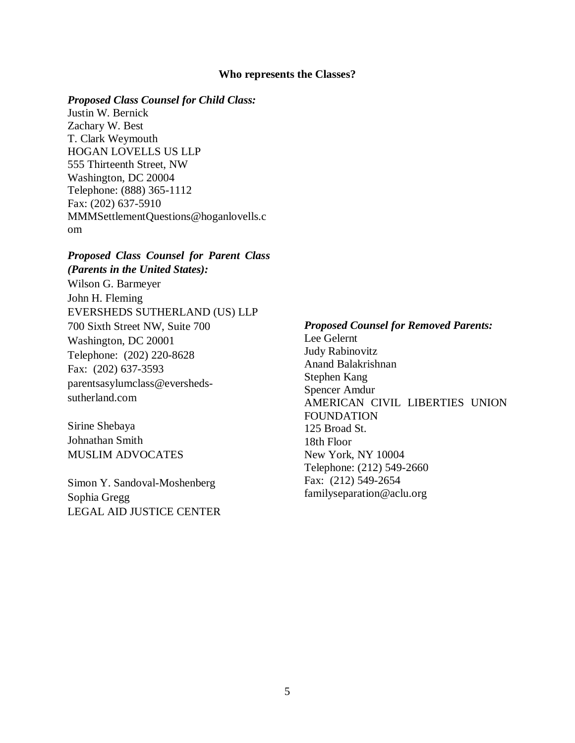**Who represents the Classes?**

***Proposed Class Counsel for Child Class:***
Justin W. Bernick
Zachary W. Best
T. Clark Weymouth
HOGAN LOVELLS US LLP
555 Thirteenth Street, NW
Washington, DC 20004
Telephone: (888) 365-1112
Fax: (202) 637-5910
MMMSettlementQuestions@hoganlovells.com

***Proposed Class Counsel for Parent Class (Parents in the United States):***
Wilson G. Barmeyer
John H. Fleming
EVERSHEDS SUTHERLAND (US) LLP
700 Sixth Street NW, Suite 700
Washington, DC 20001
Telephone: (202) 220-8628
Fax: (202) 637-3593
parentsasylumclass@eversheds-sutherland.com

Sirine Shebaya
Johnathan Smith
MUSLIM ADVOCATES

Simon Y. Sandoval-Moshenberg
Sophia Gregg
LEGAL AID JUSTICE CENTER

***Proposed Counsel for Removed Parents:***
Lee Gelernt
Judy Rabinovitz
Anand Balakrishnan
Stephen Kang
Spencer Amdur
AMERICAN CIVIL LIBERTIES UNION FOUNDATION
125 Broad St.
18th Floor
New York, NY 10004
Telephone: (212) 549-2660
Fax: (212) 549-2654
familyseparation@aclu.org